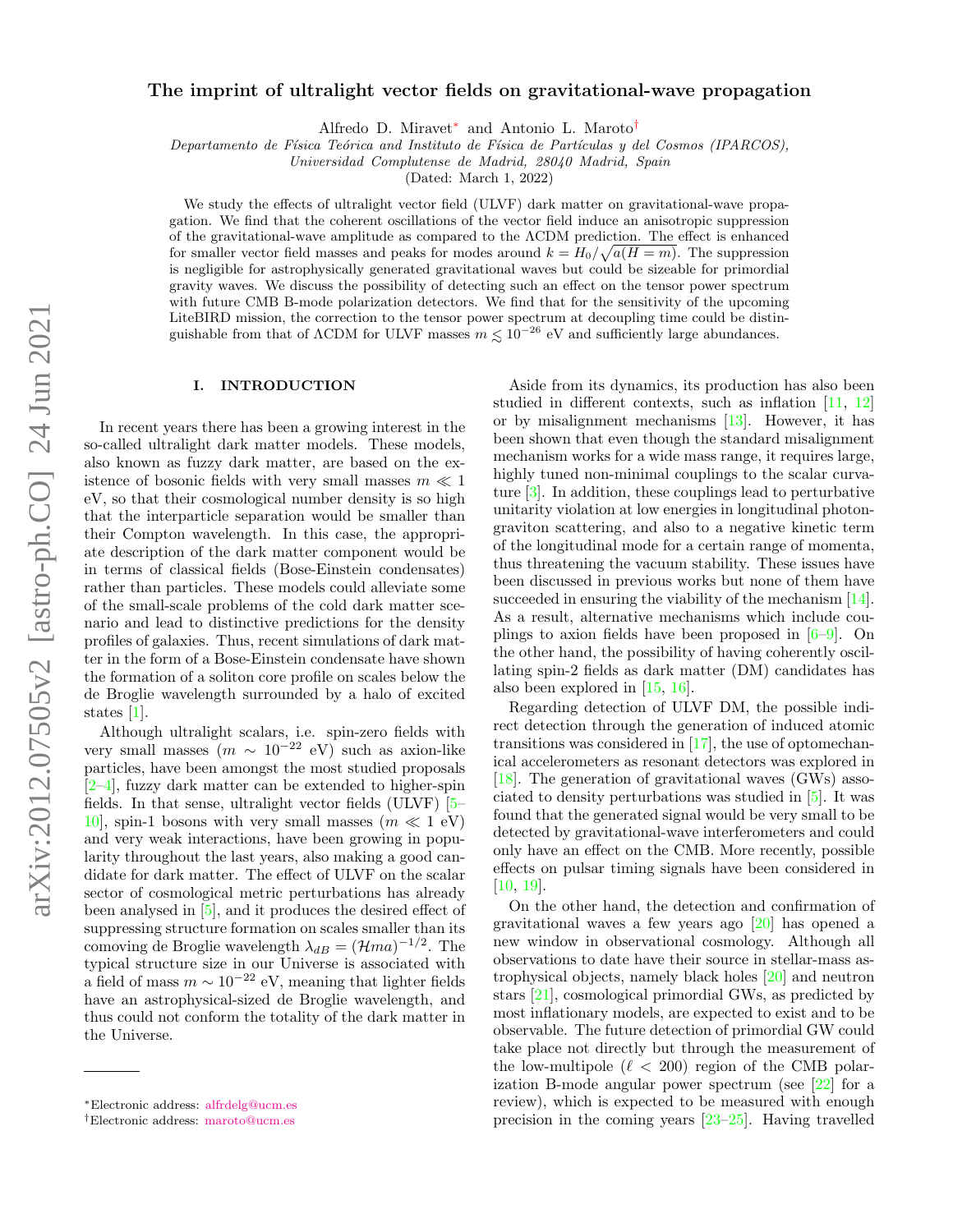# The imprint of ultralight vector fields on gravitational-wave propagation

Alfredo D. Miravet* and Antonio L. Maroto†

*Departamento de Física Teórica and Instituto de Física de Partículas y del Cosmos (IPARCOS), Universidad Complutense de Madrid, 28040 Madrid, Spain*

(Dated: March 1, 2022)

We study the effects of ultralight vector field (ULVF) dark matter on gravitational-wave propagation. We find that the coherent oscillations of the vector field induce an anisotropic suppression of the gravitational-wave amplitude as compared to the ΛCDM prediction. The effect is enhanced for smaller vector field masses and peaks for modes around $k = H_0/\sqrt{a(H=m)}$. The suppression is negligible for astrophysically generated gravitational waves but could be sizeable for primordial gravity waves. We discuss the possibility of detecting such an effect on the tensor power spectrum with future CMB B-mode polarization detectors. We find that for the sensitivity of the upcoming LiteBIRD mission, the correction to the tensor power spectrum at decoupling time could be distinguishable from that of ΛCDM for ULVF masses $m \lesssim 10^{-26}$ eV and sufficiently large abundances.

## I. INTRODUCTION

In recent years there has been a growing interest in the so-called ultralight dark matter models. These models, also known as fuzzy dark matter, are based on the existence of bosonic fields with very small masses $m \ll 1$ eV, so that their cosmological number density is so high that the interparticle separation would be smaller than their Compton wavelength. In this case, the appropriate description of the dark matter component would be in terms of classical fields (Bose-Einstein condensates) rather than particles. These models could alleviate some of the small-scale problems of the cold dark matter scenario and lead to distinctive predictions for the density profiles of galaxies. Thus, recent simulations of dark matter in the form of a Bose-Einstein condensate have shown the formation of a soliton core profile on scales below the de Broglie wavelength surrounded by a halo of excited states [1].

Although ultralight scalars, i.e. spin-zero fields with very small masses ($m \sim 10^{-22}$ eV) such as axion-like particles, have been amongst the most studied proposals [2–4], fuzzy dark matter can be extended to higher-spin fields. In that sense, ultralight vector fields (ULVF) [5–10], spin-1 bosons with very small masses ($m \ll 1$ eV) and very weak interactions, have been growing in popularity throughout the last years, also making a good candidate for dark matter. The effect of ULVF on the scalar sector of cosmological metric perturbations has already been analysed in [5], and it produces the desired effect of suppressing structure formation on scales smaller than its comoving de Broglie wavelength $\lambda_{dB} = (\mathcal{H}ma)^{-1/2}$. The typical structure size in our Universe is associated with a field of mass $m \sim 10^{-22}$ eV, meaning that lighter fields have an astrophysical-sized de Broglie wavelength, and thus could not conform the totality of the dark matter in the Universe.

Aside from its dynamics, its production has also been studied in different contexts, such as inflation [11, 12] or by misalignment mechanisms [13]. However, it has been shown that even though the standard misalignment mechanism works for a wide mass range, it requires large, highly tuned non-minimal couplings to the scalar curvature [3]. In addition, these couplings lead to perturbative unitarity violation at low energies in longitudinal photon-graviton scattering, and also to a negative kinetic term of the longitudinal mode for a certain range of momenta, thus threatening the vacuum stability. These issues have been discussed in previous works but none of them have succeeded in ensuring the viability of the mechanism [14]. As a result, alternative mechanisms which include couplings to axion fields have been proposed in [6–9]. On the other hand, the possibility of having coherently oscillating spin-2 fields as dark matter (DM) candidates has also been explored in [15, 16].

Regarding detection of ULVF DM, the possible indirect detection through the generation of induced atomic transitions was considered in [17], the use of optomechanical accelerometers as resonant detectors was explored in [18]. The generation of gravitational waves (GWs) associated to density perturbations was studied in [5]. It was found that the generated signal would be very small to be detected by gravitational-wave interferometers and could only have an effect on the CMB. More recently, possible effects on pulsar timing signals have been considered in [10, 19].

On the other hand, the detection and confirmation of gravitational waves a few years ago [20] has opened a new window in observational cosmology. Although all observations to date have their source in stellar-mass astrophysical objects, namely black holes [20] and neutron stars [21], cosmological primordial GWs, as predicted by most inflationary models, are expected to exist and to be observable. The future detection of primordial GW could take place not directly but through the measurement of the low-multipole ($\ell < 200$) region of the CMB polarization B-mode angular power spectrum (see [22] for a review), which is expected to be measured with enough precision in the coming years [23–25]. Having travelled

*Electronic address: alfrdelg@ucm.es
†Electronic address: maroto@ucm.es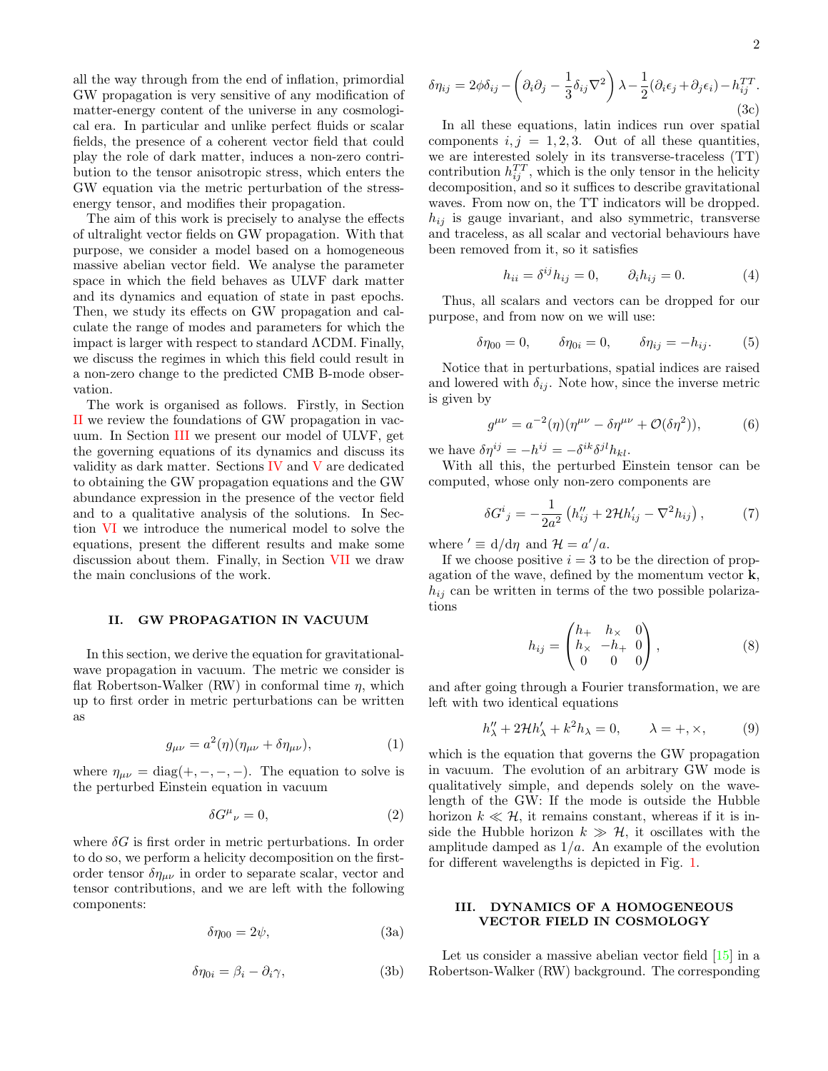all the way through from the end of inflation, primordial GW propagation is very sensitive of any modification of matter-energy content of the universe in any cosmological era. In particular and unlike perfect fluids or scalar fields, the presence of a coherent vector field that could play the role of dark matter, induces a non-zero contribution to the tensor anisotropic stress, which enters the GW equation via the metric perturbation of the stress-energy tensor, and modifies their propagation.

The aim of this work is precisely to analyse the effects of ultralight vector fields on GW propagation. With that purpose, we consider a model based on a homogeneous massive abelian vector field. We analyse the parameter space in which the field behaves as ULVF dark matter and its dynamics and equation of state in past epochs. Then, we study its effects on GW propagation and calculate the range of modes and parameters for which the impact is larger with respect to standard ΛCDM. Finally, we discuss the regimes in which this field could result in a non-zero change to the predicted CMB B-mode observation.

The work is organised as follows. Firstly, in Section II we review the foundations of GW propagation in vacuum. In Section III we present our model of ULVF, get the governing equations of its dynamics and discuss its validity as dark matter. Sections IV and V are dedicated to obtaining the GW propagation equations and the GW abundance expression in the presence of the vector field and to a qualitative analysis of the solutions. In Section VI we introduce the numerical model to solve the equations, present the different results and make some discussion about them. Finally, in Section VII we draw the main conclusions of the work.

## II. GW PROPAGATION IN VACUUM

In this section, we derive the equation for gravitational-wave propagation in vacuum. The metric we consider is flat Robertson-Walker (RW) in conformal time $\eta$, which up to first order in metric perturbations can be written as

$$g_{\mu\nu} = a^2(\eta)(\eta_{\mu\nu} + \delta\eta_{\mu\nu}), \tag{1}$$

where $\eta_{\mu\nu} = \mathrm{diag}(+,-,-,-)$. The equation to solve is the perturbed Einstein equation in vacuum

$$\delta G^{\mu}{}_{\nu} = 0, \tag{2}$$

where $\delta G$ is first order in metric perturbations. In order to do so, we perform a helicity decomposition on the first-order tensor $\delta\eta_{\mu\nu}$ in order to separate scalar, vector and tensor contributions, and we are left with the following components:

$$\delta\eta_{00} = 2\psi, \tag{3a}$$

$$\delta\eta_{0i} = \beta_i - \partial_i\gamma, \tag{3b}$$

$$\delta\eta_{ij} = 2\phi\delta_{ij} - \left(\partial_i\partial_j - \frac{1}{3}\delta_{ij}\nabla^2\right)\lambda - \frac{1}{2}(\partial_i\epsilon_j + \partial_j\epsilon_i) - h^{TT}_{ij}. \tag{3c}$$

In all these equations, latin indices run over spatial components $i, j = 1, 2, 3$. Out of all these quantities, we are interested solely in its transverse-traceless (TT) contribution $h^{TT}_{ij}$, which is the only tensor in the helicity decomposition, and so it suffices to describe gravitational waves. From now on, the TT indicators will be dropped. $h_{ij}$ is gauge invariant, and also symmetric, transverse and traceless, as all scalar and vectorial behaviours have been removed from it, so it satisfies

$$h_{ii} = \delta^{ij}h_{ij} = 0, \qquad \partial_i h_{ij} = 0. \tag{4}$$

Thus, all scalars and vectors can be dropped for our purpose, and from now on we will use:

$$\delta\eta_{00} = 0, \qquad \delta\eta_{0i} = 0, \qquad \delta\eta_{ij} = -h_{ij}. \tag{5}$$

Notice that in perturbations, spatial indices are raised and lowered with $\delta_{ij}$. Note how, since the inverse metric is given by

$$g^{\mu\nu} = a^{-2}(\eta)(\eta^{\mu\nu} - \delta\eta^{\mu\nu} + \mathcal{O}(\delta\eta^2)), \tag{6}$$

we have $\delta\eta^{ij} = -h^{ij} = -\delta^{ik}\delta^{jl}h_{kl}$.

With all this, the perturbed Einstein tensor can be computed, whose only non-zero components are

$$\delta G^{i}{}_{j} = -\frac{1}{2a^2}\left(h''_{ij} + 2\mathcal{H}h'_{ij} - \nabla^2 h_{ij}\right), \tag{7}$$

where $' \equiv \mathrm{d}/\mathrm{d}\eta$ and $\mathcal{H} = a'/a$.

If we choose positive $i = 3$ to be the direction of propagation of the wave, defined by the momentum vector $\mathbf{k}$, $h_{ij}$ can be written in terms of the two possible polarizations

$$h_{ij} = \begin{pmatrix} h_+ & h_\times & 0 \\ h_\times & -h_+ & 0 \\ 0 & 0 & 0 \end{pmatrix}, \tag{8}$$

and after going through a Fourier transformation, we are left with two identical equations

$$h''_\lambda + 2\mathcal{H}h'_\lambda + k^2 h_\lambda = 0, \qquad \lambda = +, \times, \tag{9}$$

which is the equation that governs the GW propagation in vacuum. The evolution of an arbitrary GW mode is qualitatively simple, and depends solely on the wavelength of the GW: If the mode is outside the Hubble horizon $k \ll \mathcal{H}$, it remains constant, whereas if it is inside the Hubble horizon $k \gg \mathcal{H}$, it oscillates with the amplitude damped as $1/a$. An example of the evolution for different wavelengths is depicted in Fig. 1.

## III. DYNAMICS OF A HOMOGENEOUS VECTOR FIELD IN COSMOLOGY

Let us consider a massive abelian vector field [15] in a Robertson-Walker (RW) background. The corresponding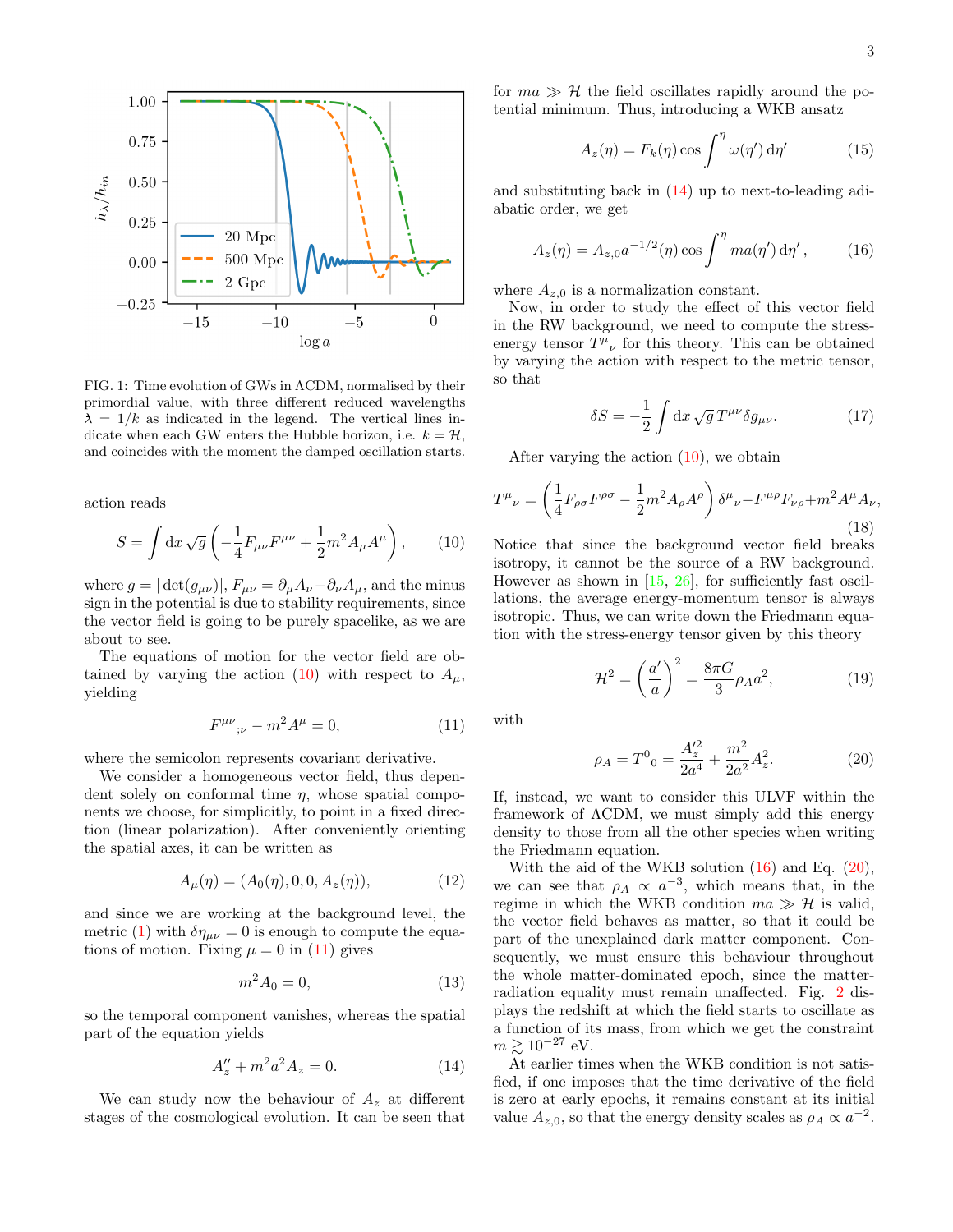FIG. 1: Time evolution of GWs in ΛCDM, normalised by their primordial value, with three different reduced wavelengths $\lambda\!\!\!^{-} = 1/k$ as indicated in the legend. The vertical lines indicate when each GW enters the Hubble horizon, i.e. $k = \mathcal{H}$, and coincides with the moment the damped oscillation starts.

action reads

$$S = \int \mathrm{d}x \sqrt{g} \left( -\frac{1}{4} F_{\mu\nu} F^{\mu\nu} + \frac{1}{2} m^2 A_\mu A^\mu \right), \tag{10}$$

where $g = |\det(g_{\mu\nu})|$, $F_{\mu\nu} = \partial_\mu A_\nu - \partial_\nu A_\mu$, and the minus sign in the potential is due to stability requirements, since the vector field is going to be purely spacelike, as we are about to see.

The equations of motion for the vector field are obtained by varying the action (10) with respect to $A_\mu$, yielding

$$F^{\mu\nu}{}_{;\nu} - m^2 A^\mu = 0, \tag{11}$$

where the semicolon represents covariant derivative.

We consider a homogeneous vector field, thus dependent solely on conformal time $\eta$, whose spatial components we choose, for simplicitly, to point in a fixed direction (linear polarization). After conveniently orienting the spatial axes, it can be written as

$$A_\mu(\eta) = (A_0(\eta), 0, 0, A_z(\eta)), \tag{12}$$

and since we are working at the background level, the metric (1) with $\delta\eta_{\mu\nu} = 0$ is enough to compute the equations of motion. Fixing $\mu = 0$ in (11) gives

$$m^2 A_0 = 0, \tag{13}$$

so the temporal component vanishes, whereas the spatial part of the equation yields

$$A_z'' + m^2 a^2 A_z = 0. \tag{14}$$

We can study now the behaviour of $A_z$ at different stages of the cosmological evolution. It can be seen that for $ma \gg \mathcal{H}$ the field oscillates rapidly around the potential minimum. Thus, introducing a WKB ansatz

$$A_z(\eta) = F_k(\eta) \cos \int^\eta \omega(\eta')\, \mathrm{d}\eta' \tag{15}$$

and substituting back in (14) up to next-to-leading adiabatic order, we get

$$A_z(\eta) = A_{z,0} a^{-1/2}(\eta) \cos \int^\eta m a(\eta')\, \mathrm{d}\eta', \tag{16}$$

where $A_{z,0}$ is a normalization constant.

Now, in order to study the effect of this vector field in the RW background, we need to compute the stress-energy tensor $T^\mu{}_\nu$ for this theory. This can be obtained by varying the action with respect to the metric tensor, so that

$$\delta S = -\frac{1}{2} \int \mathrm{d}x \sqrt{g}\, T^{\mu\nu} \delta g_{\mu\nu}. \tag{17}$$

After varying the action (10), we obtain

$$T^\mu{}_\nu = \left( \frac{1}{4} F_{\rho\sigma} F^{\rho\sigma} - \frac{1}{2} m^2 A_\rho A^\rho \right) \delta^\mu{}_\nu - F^{\mu\rho} F_{\nu\rho} + m^2 A^\mu A_\nu, \tag{18}$$

Notice that since the background vector field breaks isotropy, it cannot be the source of a RW background. However as shown in [15, 26], for sufficiently fast oscillations, the average energy-momentum tensor is always isotropic. Thus, we can write down the Friedmann equation with the stress-energy tensor given by this theory

$$\mathcal{H}^2 = \left( \frac{a'}{a} \right)^2 = \frac{8\pi G}{3} \rho_A a^2, \tag{19}$$

with

$$\rho_A = T^0{}_0 = \frac{A_z'^2}{2a^4} + \frac{m^2}{2a^2} A_z^2. \tag{20}$$

If, instead, we want to consider this ULVF within the framework of ΛCDM, we must simply add this energy density to those from all the other species when writing the Friedmann equation.

With the aid of the WKB solution (16) and Eq. (20), we can see that $\rho_A \propto a^{-3}$, which means that, in the regime in which the WKB condition $ma \gg \mathcal{H}$ is valid, the vector field behaves as matter, so that it could be part of the unexplained dark matter component. Consequently, we must ensure this behaviour throughout the whole matter-dominated epoch, since the matter-radiation equality must remain unaffected. Fig. 2 displays the redshift at which the field starts to oscillate as a function of its mass, from which we get the constraint $m \gtrsim 10^{-27}$ eV.

At earlier times when the WKB condition is not satisfied, if one imposes that the time derivative of the field is zero at early epochs, it remains constant at its initial value $A_{z,0}$, so that the energy density scales as $\rho_A \propto a^{-2}$.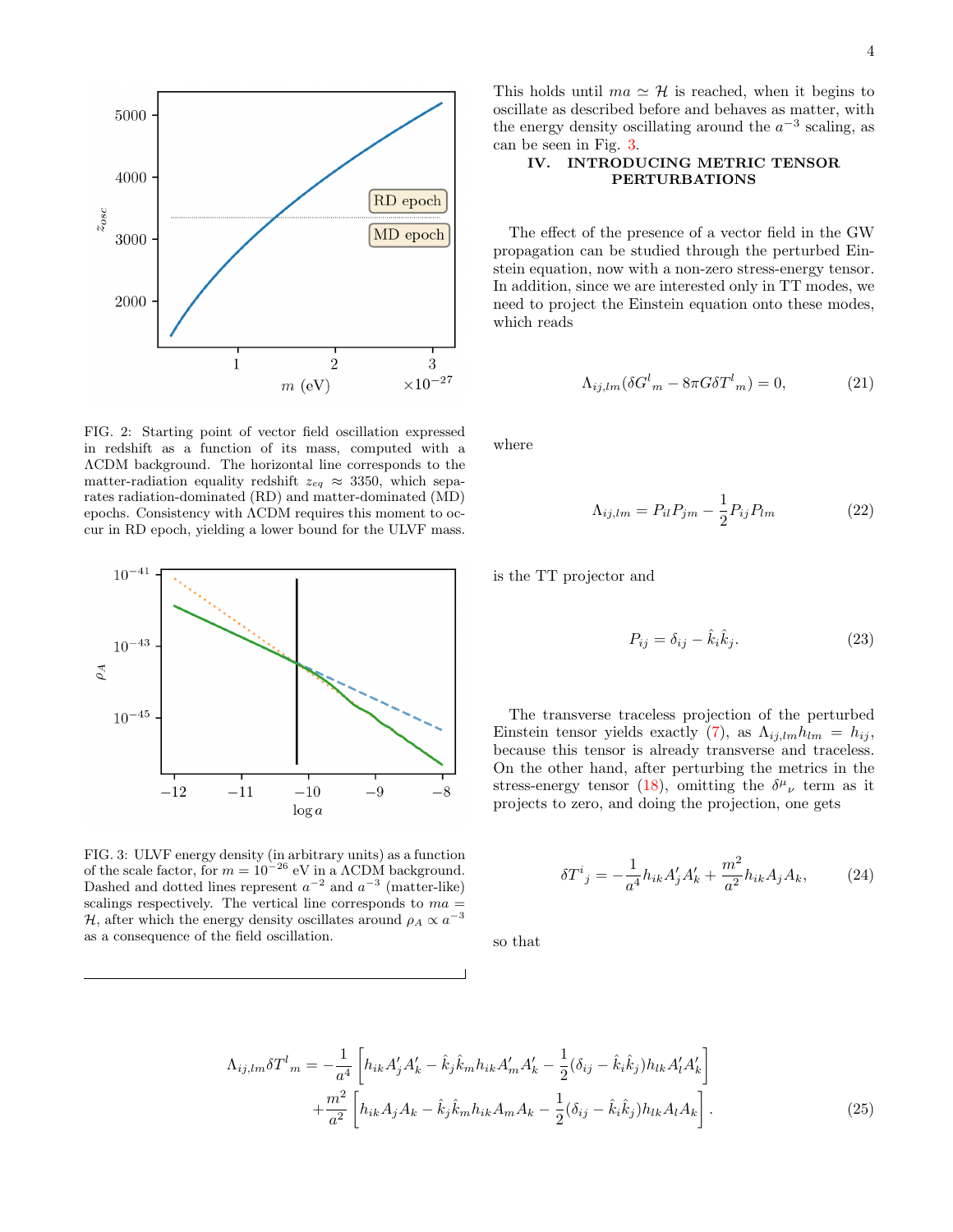FIG. 2: Starting point of vector field oscillation expressed in redshift as a function of its mass, computed with a ΛCDM background. The horizontal line corresponds to the matter-radiation equality redshift $z_{eq} \approx 3350$, which separates radiation-dominated (RD) and matter-dominated (MD) epochs. Consistency with ΛCDM requires this moment to occur in RD epoch, yielding a lower bound for the ULVF mass.

FIG. 3: ULVF energy density (in arbitrary units) as a function of the scale factor, for $m = 10^{-26}$ eV in a ΛCDM background. Dashed and dotted lines represent $a^{-2}$ and $a^{-3}$ (matter-like) scalings respectively. The vertical line corresponds to $ma = \mathcal{H}$, after which the energy density oscillates around $\rho_A \propto a^{-3}$ as a consequence of the field oscillation.

This holds until $ma \simeq \mathcal{H}$ is reached, when it begins to oscillate as described before and behaves as matter, with the energy density oscillating around the $a^{-3}$ scaling, as can be seen in Fig. 3.

## IV. INTRODUCING METRIC TENSOR PERTURBATIONS

The effect of the presence of a vector field in the GW propagation can be studied through the perturbed Einstein equation, now with a non-zero stress-energy tensor. In addition, since we are interested only in TT modes, we need to project the Einstein equation onto these modes, which reads

$$\Lambda_{ij,lm}(\delta G^l{}_m - 8\pi G \delta T^l{}_m) = 0, \tag{21}$$

where

$$\Lambda_{ij,lm} = P_{il}P_{jm} - \frac{1}{2}P_{ij}P_{lm} \tag{22}$$

is the TT projector and

$$P_{ij} = \delta_{ij} - \hat{k}_i\hat{k}_j. \tag{23}$$

The transverse traceless projection of the perturbed Einstein tensor yields exactly (7), as $\Lambda_{ij,lm}h_{lm} = h_{ij}$, because this tensor is already transverse and traceless. On the other hand, after perturbing the metrics in the stress-energy tensor (18), omitting the $\delta^\mu{}_\nu$ term as it projects to zero, and doing the projection, one gets

$$\delta T^i{}_j = -\frac{1}{a^4}h_{ik}A'_jA'_k + \frac{m^2}{a^2}h_{ik}A_jA_k, \tag{24}$$

so that

$$\begin{aligned}\Lambda_{ij,lm}\delta T^l{}_m = &-\frac{1}{a^4}\left[h_{ik}A'_jA'_k - \hat{k}_j\hat{k}_m h_{ik}A'_mA'_k - \frac{1}{2}(\delta_{ij} - \hat{k}_i\hat{k}_j)h_{lk}A'_lA'_k\right] \\ &+\frac{m^2}{a^2}\left[h_{ik}A_jA_k - \hat{k}_j\hat{k}_m h_{ik}A_mA_k - \frac{1}{2}(\delta_{ij} - \hat{k}_i\hat{k}_j)h_{lk}A_lA_k\right].\end{aligned} \tag{25}$$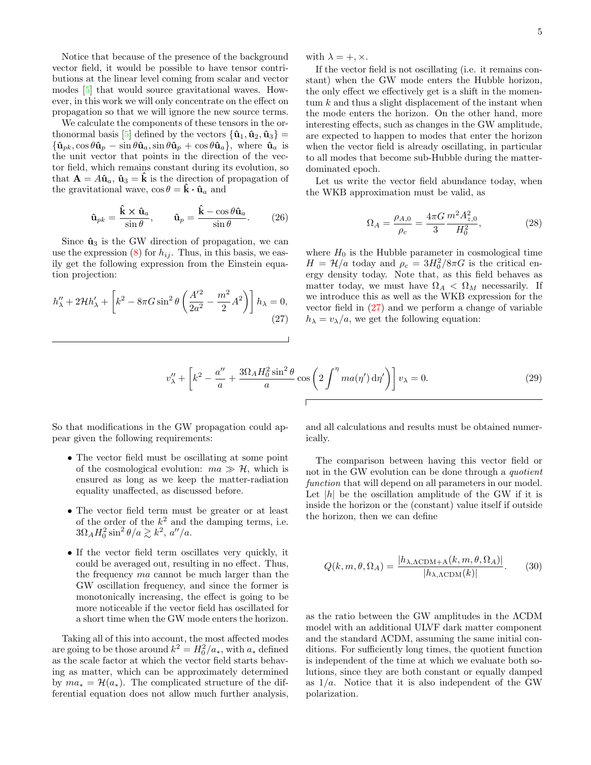Notice that because of the presence of the background vector field, it would be possible to have tensor contributions at the linear level coming from scalar and vector modes [5] that would source gravitational waves. However, in this work we will only concentrate on the effect on propagation so that we will ignore the new source terms.

We calculate the components of these tensors in the orthonormal basis [5] defined by the vectors $\{\hat{\mathbf{u}}_1, \hat{\mathbf{u}}_2, \hat{\mathbf{u}}_3\} = \{\hat{\mathbf{u}}_{pk}, \cos\theta\hat{\mathbf{u}}_p - \sin\theta\hat{\mathbf{u}}_a, \sin\theta\hat{\mathbf{u}}_p + \cos\theta\hat{\mathbf{u}}_a\}$, where $\hat{\mathbf{u}}_a$ is the unit vector that points in the direction of the vector field, which remains constant during its evolution, so that $\mathbf{A} = A\hat{\mathbf{u}}_a$, $\hat{\mathbf{u}}_3 = \hat{\mathbf{k}}$ is the direction of propagation of the gravitational wave, $\cos\theta = \hat{\mathbf{k}}\cdot\hat{\mathbf{u}}_a$ and

$$\hat{\mathbf{u}}_{pk} = \frac{\hat{\mathbf{k}}\times\hat{\mathbf{u}}_a}{\sin\theta}, \qquad \hat{\mathbf{u}}_p = \frac{\hat{\mathbf{k}} - \cos\theta\hat{\mathbf{u}}_a}{\sin\theta}. \tag{26}$$

Since $\hat{\mathbf{u}}_3$ is the GW direction of propagation, we can use the expression (8) for $h_{ij}$. Thus, in this basis, we easily get the following expression from the Einstein equation projection:

$$h_\lambda'' + 2\mathcal{H}h_\lambda' + \left[k^2 - 8\pi G\sin^2\theta\left(\frac{A'^2}{2a^2} - \frac{m^2}{2}A^2\right)\right]h_\lambda = 0, \tag{27}$$

with $\lambda = +, \times$.

If the vector field is not oscillating (i.e. it remains constant) when the GW mode enters the Hubble horizon, the only effect we effectively get is a shift in the momentum $k$ and thus a slight displacement of the instant when the mode enters the horizon. On the other hand, more interesting effects, such as changes in the GW amplitude, are expected to happen to modes that enter the horizon when the vector field is already oscillating, in particular to all modes that become sub-Hubble during the matter-dominated epoch.

Let us write the vector field abundance today, when the WKB approximation must be valid, as

$$\Omega_A = \frac{\rho_{A,0}}{\rho_c} = \frac{4\pi G}{3}\frac{m^2 A_{z,0}^2}{H_0^2}, \tag{28}$$

where $H_0$ is the Hubble parameter in cosmological time $H = \mathcal{H}/a$ today and $\rho_c = 3H_0^2/8\pi G$ is the critical energy density today. Note that, as this field behaves as matter today, we must have $\Omega_A < \Omega_M$ necessarily. If we introduce this as well as the WKB expression for the vector field in (27) and we perform a change of variable $h_\lambda = v_\lambda/a$, we get the following equation:

$$v_\lambda'' + \left[k^2 - \frac{a''}{a} + \frac{3\Omega_A H_0^2\sin^2\theta}{a}\cos\left(2\int^\eta ma(\eta')\,\mathrm{d}\eta'\right)\right]v_\lambda = 0. \tag{29}$$

So that modifications in the GW propagation could appear given the following requirements:

- The vector field must be oscillating at some point of the cosmological evolution: $ma \gg \mathcal{H}$, which is ensured as long as we keep the matter-radiation equality unaffected, as discussed before.
- The vector field term must be greater or at least of the order of the $k^2$ and the damping terms, i.e. $3\Omega_A H_0^2\sin^2\theta/a \gtrsim k^2,\ a''/a$.
- If the vector field term oscillates very quickly, it could be averaged out, resulting in no effect. Thus, the frequency $ma$ cannot be much larger than the GW oscillation frequency, and since the former is monotonically increasing, the effect is going to be more noticeable if the vector field has oscillated for a short time when the GW mode enters the horizon.

Taking all of this into account, the most affected modes are going to be those around $k^2 = H_0^2/a_*$, with $a_*$ defined as the scale factor at which the vector field starts behaving as matter, which can be approximately determined by $ma_* = \mathcal{H}(a_*)$. The complicated structure of the differential equation does not allow much further analysis, and all calculations and results must be obtained numerically.

The comparison between having this vector field or not in the GW evolution can be done through a *quotient function* that will depend on all parameters in our model. Let $|h|$ be the oscillation amplitude of the GW if it is inside the horizon or the (constant) value itself if outside the horizon, then we can define

$$Q(k, m, \theta, \Omega_A) = \frac{|h_{\lambda,\Lambda\mathrm{CDM+A}}(k, m, \theta, \Omega_A)|}{|h_{\lambda,\Lambda\mathrm{CDM}}(k)|}. \tag{30}$$

as the ratio between the GW amplitudes in the ΛCDM model with an additional ULVF dark matter component and the standard ΛCDM, assuming the same initial conditions. For sufficiently long times, the quotient function is independent of the time at which we evaluate both solutions, since they are both constant or equally damped as $1/a$. Notice that it is also independent of the GW polarization.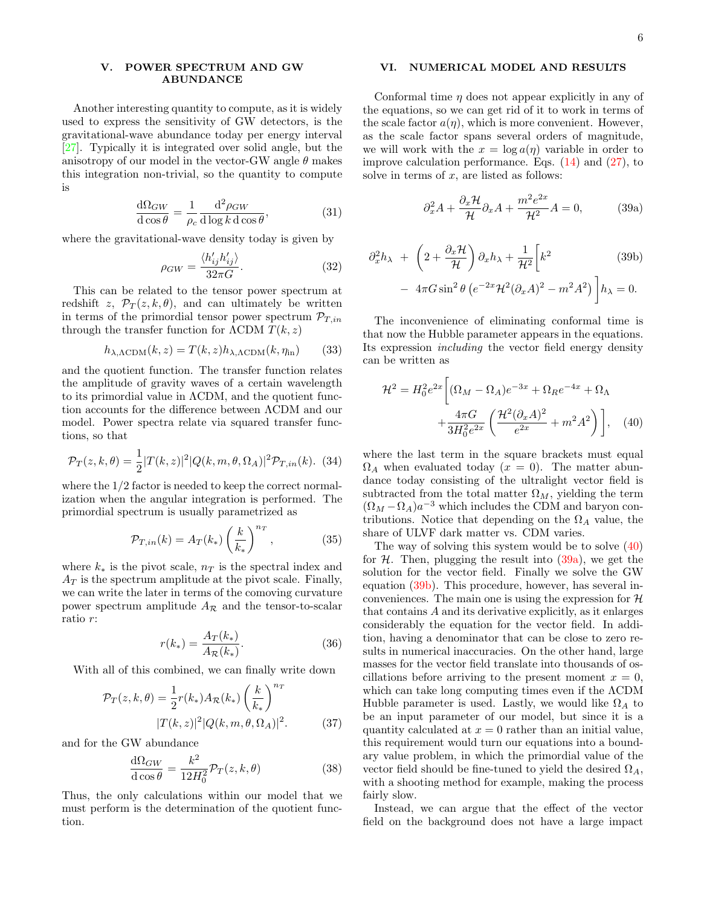## V. POWER SPECTRUM AND GW ABUNDANCE

Another interesting quantity to compute, as it is widely used to express the sensitivity of GW detectors, is the gravitational-wave abundance today per energy interval [27]. Typically it is integrated over solid angle, but the anisotropy of our model in the vector-GW angle $\theta$ makes this integration non-trivial, so the quantity to compute is

$$\frac{\mathrm{d}\Omega_{GW}}{\mathrm{d}\cos\theta} = \frac{1}{\rho_c}\frac{\mathrm{d}^2\rho_{GW}}{\mathrm{d}\log k\,\mathrm{d}\cos\theta}, \tag{31}$$

where the gravitational-wave density today is given by

$$\rho_{GW} = \frac{\langle h'_{ij}h'_{ij}\rangle}{32\pi G}. \tag{32}$$

This can be related to the tensor power spectrum at redshift $z$, $\mathcal{P}_T(z,k,\theta)$, and can ultimately be written in terms of the primordial tensor power spectrum $\mathcal{P}_{T,in}$ through the transfer function for ΛCDM $T(k,z)$

$$h_{\lambda,\Lambda\mathrm{CDM}}(k,z) = T(k,z)h_{\lambda,\Lambda\mathrm{CDM}}(k,\eta_{\mathrm{in}}) \tag{33}$$

and the quotient function. The transfer function relates the amplitude of gravity waves of a certain wavelength to its primordial value in ΛCDM, and the quotient function accounts for the difference between ΛCDM and our model. Power spectra relate via squared transfer functions, so that

$$\mathcal{P}_T(z,k,\theta) = \frac{1}{2}|T(k,z)|^2|Q(k,m,\theta,\Omega_A)|^2\mathcal{P}_{T,in}(k). \tag{34}$$

where the 1/2 factor is needed to keep the correct normalization when the angular integration is performed. The primordial spectrum is usually parametrized as

$$\mathcal{P}_{T,in}(k) = A_T(k_*)\left(\frac{k}{k_*}\right)^{n_T}, \tag{35}$$

where $k_*$ is the pivot scale, $n_T$ is the spectral index and $A_T$ is the spectrum amplitude at the pivot scale. Finally, we can write the later in terms of the comoving curvature power spectrum amplitude $A_{\mathcal{R}}$ and the tensor-to-scalar ratio $r$:

$$r(k_*) = \frac{A_T(k_*)}{A_{\mathcal{R}}(k_*)}. \tag{36}$$

With all of this combined, we can finally write down

$$\mathcal{P}_T(z,k,\theta) = \frac{1}{2}r(k_*)A_{\mathcal{R}}(k_*)\left(\frac{k}{k_*}\right)^{n_T} |T(k,z)|^2|Q(k,m,\theta,\Omega_A)|^2. \tag{37}$$

and for the GW abundance

$$\frac{\mathrm{d}\Omega_{GW}}{\mathrm{d}\cos\theta} = \frac{k^2}{12H_0^2}\mathcal{P}_T(z,k,\theta) \tag{38}$$

Thus, the only calculations within our model that we must perform is the determination of the quotient function.

## VI. NUMERICAL MODEL AND RESULTS

Conformal time $\eta$ does not appear explicitly in any of the equations, so we can get rid of it to work in terms of the scale factor $a(\eta)$, which is more convenient. However, as the scale factor spans several orders of magnitude, we will work with the $x = \log a(\eta)$ variable in order to improve calculation performance. Eqs. (14) and (27), to solve in terms of $x$, are listed as follows:

$$\partial_x^2 A + \frac{\partial_x\mathcal{H}}{\mathcal{H}}\partial_x A + \frac{m^2e^{2x}}{\mathcal{H}^2}A = 0, \tag{39a}$$

$$\partial_x^2 h_\lambda + \left(2+\frac{\partial_x\mathcal{H}}{\mathcal{H}}\right)\partial_x h_\lambda + \frac{1}{\mathcal{H}^2}\Big[k^2 - 4\pi G\sin^2\theta\left(e^{-2x}\mathcal{H}^2(\partial_x A)^2 - m^2A^2\right)\Big]h_\lambda = 0. \tag{39b}$$

The inconvenience of eliminating conformal time is that now the Hubble parameter appears in the equations. Its expression *including* the vector field energy density can be written as

$$\mathcal{H}^2 = H_0^2e^{2x}\Big[(\Omega_M-\Omega_A)e^{-3x} + \Omega_R e^{-4x} + \Omega_\Lambda + \frac{4\pi G}{3H_0^2e^{2x}}\left(\frac{\mathcal{H}^2(\partial_x A)^2}{e^{2x}} + m^2A^2\right)\Big], \tag{40}$$

where the last term in the square brackets must equal $\Omega_A$ when evaluated today ($x=0$). The matter abundance today consisting of the ultralight vector field is subtracted from the total matter $\Omega_M$, yielding the term $(\Omega_M-\Omega_A)a^{-3}$ which includes the CDM and baryon contributions. Notice that depending on the $\Omega_A$ value, the share of ULVF dark matter vs. CDM varies.

The way of solving this system would be to solve (40) for $\mathcal{H}$. Then, plugging the result into (39a), we get the solution for the vector field. Finally we solve the GW equation (39b). This procedure, however, has several inconveniences. The main one is using the expression for $\mathcal{H}$ that contains $A$ and its derivative explicitly, as it enlarges considerably the equation for the vector field. In addition, having a denominator that can be close to zero results in numerical inaccuracies. On the other hand, large masses for the vector field translate into thousands of oscillations before arriving to the present moment $x=0$, which can take long computing times even if the ΛCDM Hubble parameter is used. Lastly, we would like $\Omega_A$ to be an input parameter of our model, but since it is a quantity calculated at $x=0$ rather than an initial value, this requirement would turn our equations into a boundary value problem, in which the primordial value of the vector field should be fine-tuned to yield the desired $\Omega_A$, with a shooting method for example, making the process fairly slow.

Instead, we can argue that the effect of the vector field on the background does not have a large impact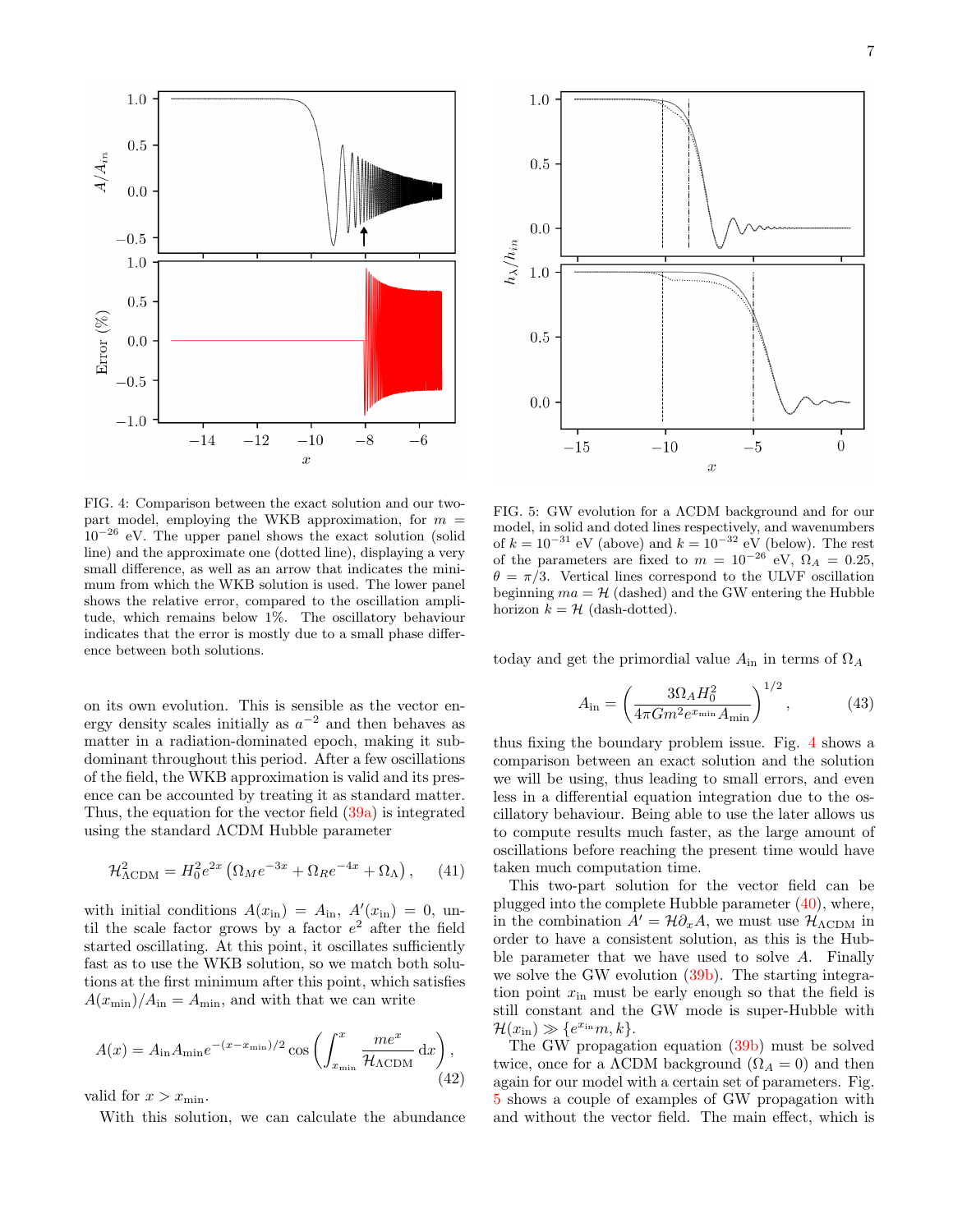FIG. 4: Comparison between the exact solution and our two-part model, employing the WKB approximation, for $m = 10^{-26}$ eV. The upper panel shows the exact solution (solid line) and the approximate one (dotted line), displaying a very small difference, as well as an arrow that indicates the minimum from which the WKB solution is used. The lower panel shows the relative error, compared to the oscillation amplitude, which remains below 1%. The oscillatory behaviour indicates that the error is mostly due to a small phase difference between both solutions.

on its own evolution. This is sensible as the vector energy density scales initially as $a^{-2}$ and then behaves as matter in a radiation-dominated epoch, making it subdominant throughout this period. After a few oscillations of the field, the WKB approximation is valid and its presence can be accounted by treating it as standard matter. Thus, the equation for the vector field (39a) is integrated using the standard ΛCDM Hubble parameter

$$\mathcal{H}^2_{\Lambda\mathrm{CDM}} = H_0^2 e^{2x}\left(\Omega_M e^{-3x} + \Omega_R e^{-4x} + \Omega_\Lambda\right), \qquad (41)$$

with initial conditions $A(x_{\mathrm{in}}) = A_{\mathrm{in}}$, $A'(x_{\mathrm{in}}) = 0$, until the scale factor grows by a factor $e^2$ after the field started oscillating. At this point, it oscillates sufficiently fast as to use the WKB solution, so we match both solutions at the first minimum after this point, which satisfies $A(x_{\mathrm{min}})/A_{\mathrm{in}} = A_{\mathrm{min}}$, and with that we can write

$$A(x) = A_{\mathrm{in}} A_{\mathrm{min}} e^{-(x-x_{\mathrm{min}})/2}\cos\left(\int_{x_{\mathrm{min}}}^{x}\frac{me^x}{\mathcal{H}_{\Lambda\mathrm{CDM}}}\,\mathrm{d}x\right), \qquad (42)$$

valid for $x > x_{\mathrm{min}}$.

With this solution, we can calculate the abundance today and get the primordial value $A_{\mathrm{in}}$ in terms of $\Omega_A$

$$A_{\mathrm{in}} = \left(\frac{3\Omega_A H_0^2}{4\pi G m^2 e^{x_{\mathrm{min}}} A_{\mathrm{min}}}\right)^{1/2}, \qquad (43)$$

thus fixing the boundary problem issue. Fig. 4 shows a comparison between an exact solution and the solution we will be using, thus leading to small errors, and even less in a differential equation integration due to the oscillatory behaviour. Being able to use the later allows us to compute results much faster, as the large amount of oscillations before reaching the present time would have taken much computation time.

This two-part solution for the vector field can be plugged into the complete Hubble parameter (40), where, in the combination $A' = \mathcal{H}\partial_x A$, we must use $\mathcal{H}_{\Lambda\mathrm{CDM}}$ in order to have a consistent solution, as this is the Hubble parameter that we have used to solve $A$. Finally we solve the GW evolution (39b). The starting integration point $x_{\mathrm{in}}$ must be early enough so that the field is still constant and the GW mode is super-Hubble with $\mathcal{H}(x_{\mathrm{in}}) \gg \{e^{x_{\mathrm{in}}}m, k\}$.

The GW propagation equation (39b) must be solved twice, once for a ΛCDM background ($\Omega_A = 0$) and then again for our model with a certain set of parameters. Fig. 5 shows a couple of examples of GW propagation with and without the vector field. The main effect, which is

FIG. 5: GW evolution for a ΛCDM background and for our model, in solid and doted lines respectively, and wavenumbers of $k = 10^{-31}$ eV (above) and $k = 10^{-32}$ eV (below). The rest of the parameters are fixed to $m = 10^{-26}$ eV, $\Omega_A = 0.25$, $\theta = \pi/3$. Vertical lines correspond to the ULVF oscillation beginning $ma = \mathcal{H}$ (dashed) and the GW entering the Hubble horizon $k = \mathcal{H}$ (dash-dotted).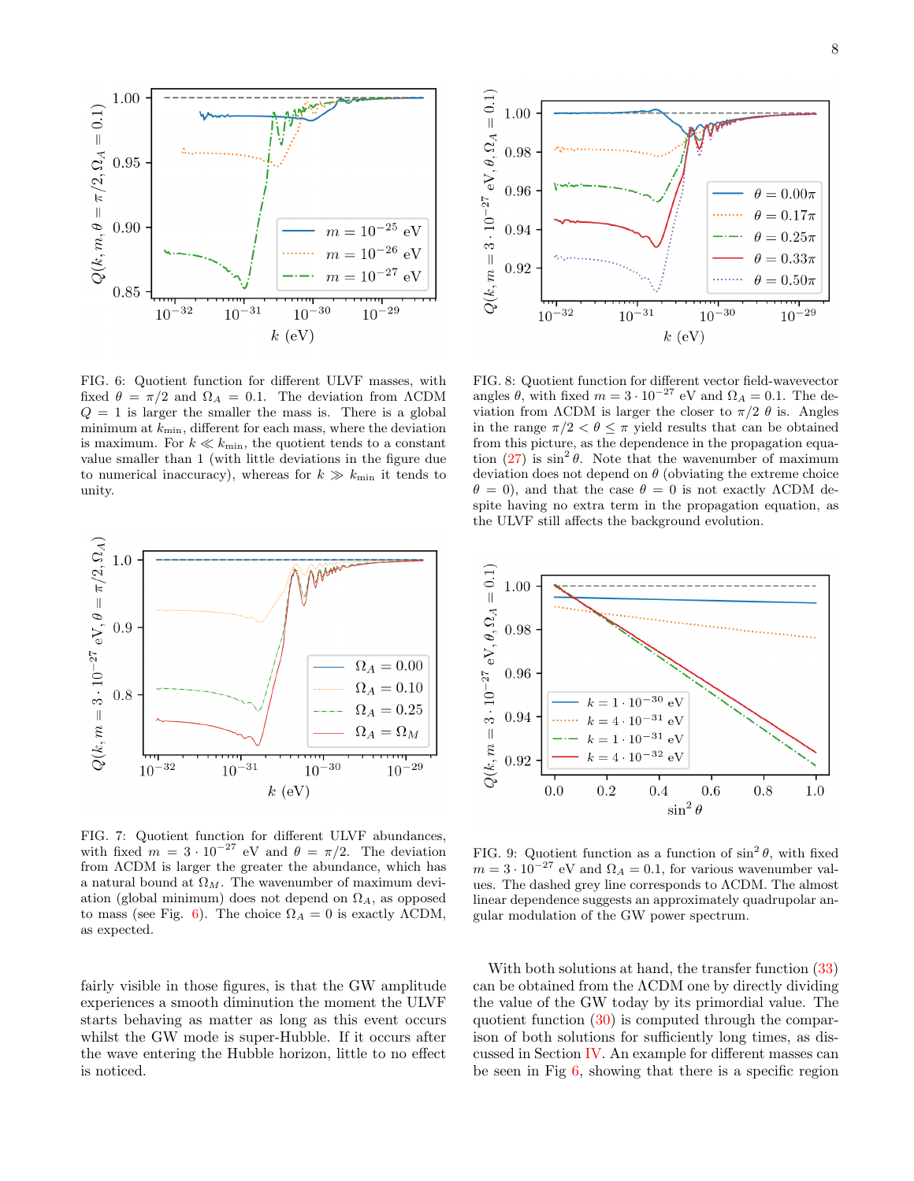FIG. 6: Quotient function for different ULVF masses, with fixed $\theta = \pi/2$ and $\Omega_A = 0.1$. The deviation from ΛCDM $Q = 1$ is larger the smaller the mass is. There is a global minimum at $k_{\rm min}$, different for each mass, where the deviation is maximum. For $k \ll k_{\rm min}$, the quotient tends to a constant value smaller than 1 (with little deviations in the figure due to numerical inaccuracy), whereas for $k \gg k_{\rm min}$ it tends to unity.

FIG. 8: Quotient function for different vector field-wavevector angles $\theta$, with fixed $m = 3 \cdot 10^{-27}$ eV and $\Omega_A = 0.1$. The deviation from ΛCDM is larger the closer to $\pi/2$ $\theta$ is. Angles in the range $\pi/2 < \theta \leq \pi$ yield results that can be obtained from this picture, as the dependence in the propagation equation (27) is $\sin^2\theta$. Note that the wavenumber of maximum deviation does not depend on $\theta$ (obviating the extreme choice $\theta = 0$), and that the case $\theta = 0$ is not exactly ΛCDM despite having no extra term in the propagation equation, as the ULVF still affects the background evolution.

FIG. 7: Quotient function for different ULVF abundances, with fixed $m = 3 \cdot 10^{-27}$ eV and $\theta = \pi/2$. The deviation from ΛCDM is larger the greater the abundance, which has a natural bound at $\Omega_M$. The wavenumber of maximum deviation (global minimum) does not depend on $\Omega_A$, as opposed to mass (see Fig. 6). The choice $\Omega_A = 0$ is exactly ΛCDM, as expected.

FIG. 9: Quotient function as a function of $\sin^2\theta$, with fixed $m = 3 \cdot 10^{-27}$ eV and $\Omega_A = 0.1$, for various wavenumber values. The dashed grey line corresponds to ΛCDM. The almost linear dependence suggests an approximately quadrupolar angular modulation of the GW power spectrum.

fairly visible in those figures, is that the GW amplitude experiences a smooth diminution the moment the ULVF starts behaving as matter as long as this event occurs whilst the GW mode is super-Hubble. If it occurs after the wave entering the Hubble horizon, little to no effect is noticed.

With both solutions at hand, the transfer function (33) can be obtained from the ΛCDM one by directly dividing the value of the GW today by its primordial value. The quotient function (30) is computed through the comparison of both solutions for sufficiently long times, as discussed in Section IV. An example for different masses can be seen in Fig 6, showing that there is a specific region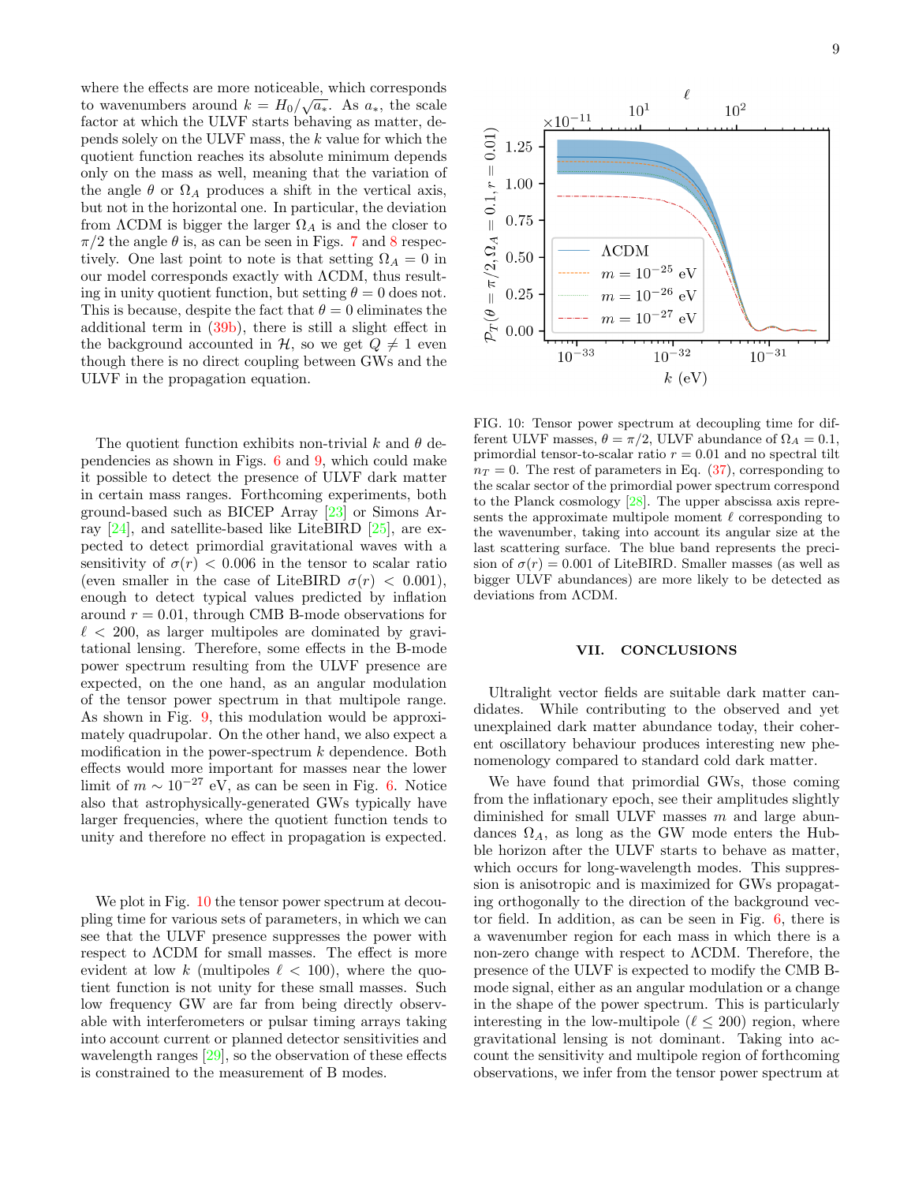where the effects are more noticeable, which corresponds to wavenumbers around $k = H_0/\sqrt{a_*}$. As $a_*$, the scale factor at which the ULVF starts behaving as matter, depends solely on the ULVF mass, the $k$ value for which the quotient function reaches its absolute minimum depends only on the mass as well, meaning that the variation of the angle $\theta$ or $\Omega_A$ produces a shift in the vertical axis, but not in the horizontal one. In particular, the deviation from ΛCDM is bigger the larger $\Omega_A$ is and the closer to $\pi/2$ the angle $\theta$ is, as can be seen in Figs. 7 and 8 respectively. One last point to note is that setting $\Omega_A = 0$ in our model corresponds exactly with ΛCDM, thus resulting in unity quotient function, but setting $\theta = 0$ does not. This is because, despite the fact that $\theta = 0$ eliminates the additional term in (39b), there is still a slight effect in the background accounted in $\mathcal{H}$, so we get $Q \neq 1$ even though there is no direct coupling between GWs and the ULVF in the propagation equation.

The quotient function exhibits non-trivial $k$ and $\theta$ dependencies as shown in Figs. 6 and 9, which could make it possible to detect the presence of ULVF dark matter in certain mass ranges. Forthcoming experiments, both ground-based such as BICEP Array [23] or Simons Array [24], and satellite-based like LiteBIRD [25], are expected to detect primordial gravitational waves with a sensitivity of $\sigma(r) < 0.006$ in the tensor to scalar ratio (even smaller in the case of LiteBIRD $\sigma(r) < 0.001$), enough to detect typical values predicted by inflation around $r = 0.01$, through CMB B-mode observations for $\ell < 200$, as larger multipoles are dominated by gravitational lensing. Therefore, some effects in the B-mode power spectrum resulting from the ULVF presence are expected, on the one hand, as an angular modulation of the tensor power spectrum in that multipole range. As shown in Fig. 9, this modulation would be approximately quadrupolar. On the other hand, we also expect a modification in the power-spectrum $k$ dependence. Both effects would more important for masses near the lower limit of $m \sim 10^{-27}$ eV, as can be seen in Fig. 6. Notice also that astrophysically-generated GWs typically have larger frequencies, where the quotient function tends to unity and therefore no effect in propagation is expected.

We plot in Fig. 10 the tensor power spectrum at decoupling time for various sets of parameters, in which we can see that the ULVF presence suppresses the power with respect to ΛCDM for small masses. The effect is more evident at low $k$ (multipoles $\ell < 100$), where the quotient function is not unity for these small masses. Such low frequency GW are far from being directly observable with interferometers or pulsar timing arrays taking into account current or planned detector sensitivities and wavelength ranges [29], so the observation of these effects is constrained to the measurement of B modes.

FIG. 10: Tensor power spectrum at decoupling time for different ULVF masses, $\theta = \pi/2$, ULVF abundance of $\Omega_A = 0.1$, primordial tensor-to-scalar ratio $r = 0.01$ and no spectral tilt $n_T = 0$. The rest of parameters in Eq. (37), corresponding to the scalar sector of the primordial power spectrum correspond to the Planck cosmology [28]. The upper abscissa axis represents the approximate multipole moment $\ell$ corresponding to the wavenumber, taking into account its angular size at the last scattering surface. The blue band represents the precision of $\sigma(r) = 0.001$ of LiteBIRD. Smaller masses (as well as bigger ULVF abundances) are more likely to be detected as deviations from ΛCDM.

## VII. CONCLUSIONS

Ultralight vector fields are suitable dark matter candidates. While contributing to the observed and yet unexplained dark matter abundance today, their coherent oscillatory behaviour produces interesting new phenomenology compared to standard cold dark matter.

We have found that primordial GWs, those coming from the inflationary epoch, see their amplitudes slightly diminished for small ULVF masses $m$ and large abundances $\Omega_A$, as long as the GW mode enters the Hubble horizon after the ULVF starts to behave as matter, which occurs for long-wavelength modes. This suppression is anisotropic and is maximized for GWs propagating orthogonally to the direction of the background vector field. In addition, as can be seen in Fig. 6, there is a wavenumber region for each mass in which there is a non-zero change with respect to ΛCDM. Therefore, the presence of the ULVF is expected to modify the CMB B-mode signal, either as an angular modulation or a change in the shape of the power spectrum. This is particularly interesting in the low-multipole ($\ell \leq 200$) region, where gravitational lensing is not dominant. Taking into account the sensitivity and multipole region of forthcoming observations, we infer from the tensor power spectrum at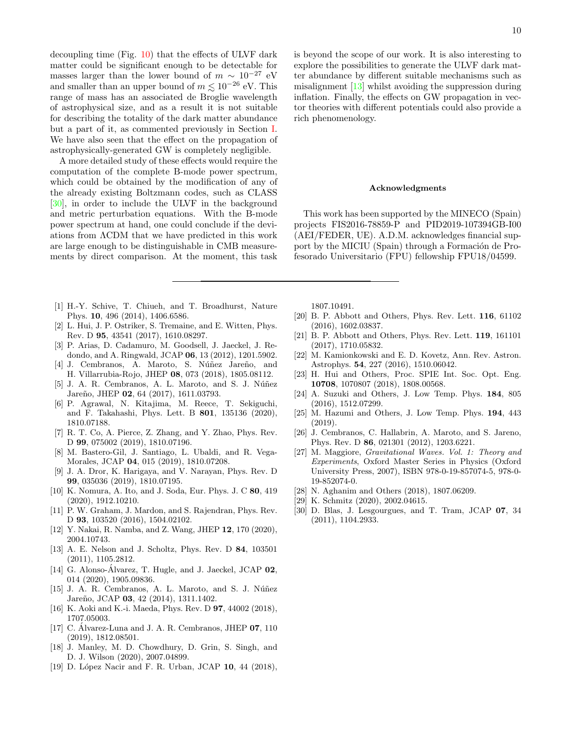decoupling time (Fig. 10) that the effects of ULVF dark matter could be significant enough to be detectable for masses larger than the lower bound of $m \sim 10^{-27}$ eV and smaller than an upper bound of $m \lesssim 10^{-26}$ eV. This range of mass has an associated de Broglie wavelength of astrophysical size, and as a result it is not suitable for describing the totality of the dark matter abundance but a part of it, as commented previously in Section I. We have also seen that the effect on the propagation of astrophysically-generated GW is completely negligible.

A more detailed study of these effects would require the computation of the complete B-mode power spectrum, which could be obtained by the modification of any of the already existing Boltzmann codes, such as CLASS [30], in order to include the ULVF in the background and metric perturbation equations. With the B-mode power spectrum at hand, one could conclude if the deviations from ΛCDM that we have predicted in this work are large enough to be distinguishable in CMB measurements by direct comparison. At the moment, this task is beyond the scope of our work. It is also interesting to explore the possibilities to generate the ULVF dark matter abundance by different suitable mechanisms such as misalignment [13] whilst avoiding the suppression during inflation. Finally, the effects on GW propagation in vector theories with different potentials could also provide a rich phenomenology.

### Acknowledgments

This work has been supported by the MINECO (Spain) projects FIS2016-78859-P and PID2019-107394GB-I00 (AEI/FEDER, UE). A.D.M. acknowledges financial support by the MICIU (Spain) through a Formación de Profesorado Universitario (FPU) fellowship FPU18/04599.

---

[1] H.-Y. Schive, T. Chiueh, and T. Broadhurst, Nature Phys. **10**, 496 (2014), 1406.6586.

[2] L. Hui, J. P. Ostriker, S. Tremaine, and E. Witten, Phys. Rev. D **95**, 43541 (2017), 1610.08297.

[3] P. Arias, D. Cadamuro, M. Goodsell, J. Jaeckel, J. Redondo, and A. Ringwald, JCAP **06**, 13 (2012), 1201.5902.

[4] J. Cembranos, A. Maroto, S. Núñez Jareño, and H. Villarrubia-Rojo, JHEP **08**, 073 (2018), 1805.08112.

[5] J. A. R. Cembranos, A. L. Maroto, and S. J. Núñez Jareño, JHEP **02**, 64 (2017), 1611.03793.

[6] P. Agrawal, N. Kitajima, M. Reece, T. Sekiguchi, and F. Takahashi, Phys. Lett. B **801**, 135136 (2020), 1810.07188.

[7] R. T. Co, A. Pierce, Z. Zhang, and Y. Zhao, Phys. Rev. D **99**, 075002 (2019), 1810.07196.

[8] M. Bastero-Gil, J. Santiago, L. Ubaldi, and R. Vega-Morales, JCAP **04**, 015 (2019), 1810.07208.

[9] J. A. Dror, K. Harigaya, and V. Narayan, Phys. Rev. D **99**, 035036 (2019), 1810.07195.

[10] K. Nomura, A. Ito, and J. Soda, Eur. Phys. J. C **80**, 419 (2020), 1912.10210.

[11] P. W. Graham, J. Mardon, and S. Rajendran, Phys. Rev. D **93**, 103520 (2016), 1504.02102.

[12] Y. Nakai, R. Namba, and Z. Wang, JHEP **12**, 170 (2020), 2004.10743.

[13] A. E. Nelson and J. Scholtz, Phys. Rev. D **84**, 103501 (2011), 1105.2812.

[14] G. Alonso-Álvarez, T. Hugle, and J. Jaeckel, JCAP **02**, 014 (2020), 1905.09836.

[15] J. A. R. Cembranos, A. L. Maroto, and S. J. Núñez Jareño, JCAP **03**, 42 (2014), 1311.1402.

[16] K. Aoki and K.-i. Maeda, Phys. Rev. D **97**, 44002 (2018), 1707.05003.

[17] C. Álvarez-Luna and J. A. R. Cembranos, JHEP **07**, 110 (2019), 1812.08501.

[18] J. Manley, M. D. Chowdhury, D. Grin, S. Singh, and D. J. Wilson (2020), 2007.04899.

[19] D. López Nacir and F. R. Urban, JCAP **10**, 44 (2018), 1807.10491.

[20] B. P. Abbott and Others, Phys. Rev. Lett. **116**, 61102 (2016), 1602.03837.

[21] B. P. Abbott and Others, Phys. Rev. Lett. **119**, 161101 (2017), 1710.05832.

[22] M. Kamionkowski and E. D. Kovetz, Ann. Rev. Astron. Astrophys. **54**, 227 (2016), 1510.06042.

[23] H. Hui and Others, Proc. SPIE Int. Soc. Opt. Eng. **10708**, 1070807 (2018), 1808.00568.

[24] A. Suzuki and Others, J. Low Temp. Phys. **184**, 805 (2016), 1512.07299.

[25] M. Hazumi and Others, J. Low Temp. Phys. **194**, 443 (2019).

[26] J. Cembranos, C. Hallabrin, A. Maroto, and S. Jareno, Phys. Rev. D **86**, 021301 (2012), 1203.6221.

[27] M. Maggiore, *Gravitational Waves. Vol. 1: Theory and Experiments*, Oxford Master Series in Physics (Oxford University Press, 2007), ISBN 978-0-19-857074-5, 978-0-19-852074-0.

[28] N. Aghanim and Others (2018), 1807.06209.

[29] K. Schmitz (2020), 2002.04615.

[30] D. Blas, J. Lesgourgues, and T. Tram, JCAP **07**, 34 (2011), 1104.2933.